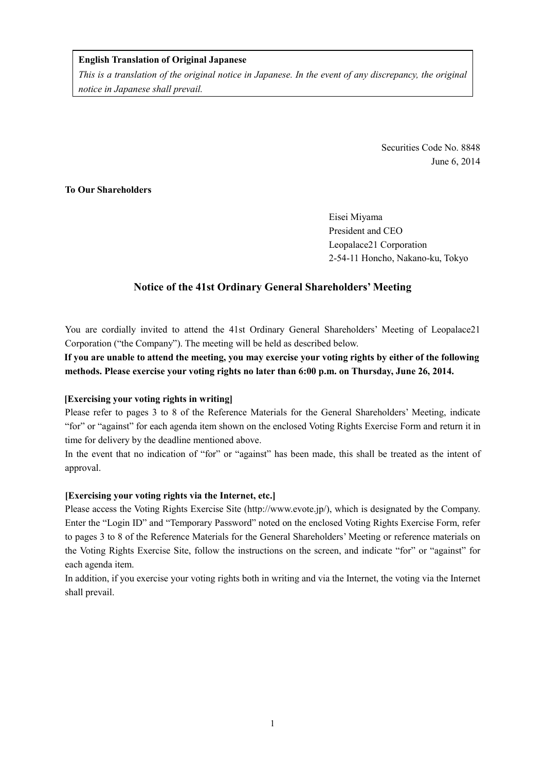**English Translation of Original Japanese**

*This is a translation of the original notice in Japanese. In the event of any discrepancy, the original notice in Japanese shall prevail.*

Securities Code No. 8848
June 6, 2014

**To Our Shareholders**

Eisei Miyama
President and CEO
Leopalace21 Corporation
2-54-11 Honcho, Nakano-ku, Tokyo

# Notice of the 41st Ordinary General Shareholders' Meeting

You are cordially invited to attend the 41st Ordinary General Shareholders' Meeting of Leopalace21 Corporation ("the Company"). The meeting will be held as described below.

**If you are unable to attend the meeting, you may exercise your voting rights by either of the following methods. Please exercise your voting rights no later than 6:00 p.m. on Thursday, June 26, 2014.**

**[Exercising your voting rights in writing]**

Please refer to pages 3 to 8 of the Reference Materials for the General Shareholders' Meeting, indicate "for" or "against" for each agenda item shown on the enclosed Voting Rights Exercise Form and return it in time for delivery by the deadline mentioned above.

In the event that no indication of "for" or "against" has been made, this shall be treated as the intent of approval.

**[Exercising your voting rights via the Internet, etc.]**

Please access the Voting Rights Exercise Site (http://www.evote.jp/), which is designated by the Company. Enter the "Login ID" and "Temporary Password" noted on the enclosed Voting Rights Exercise Form, refer to pages 3 to 8 of the Reference Materials for the General Shareholders' Meeting or reference materials on the Voting Rights Exercise Site, follow the instructions on the screen, and indicate "for" or "against" for each agenda item.

In addition, if you exercise your voting rights both in writing and via the Internet, the voting via the Internet shall prevail.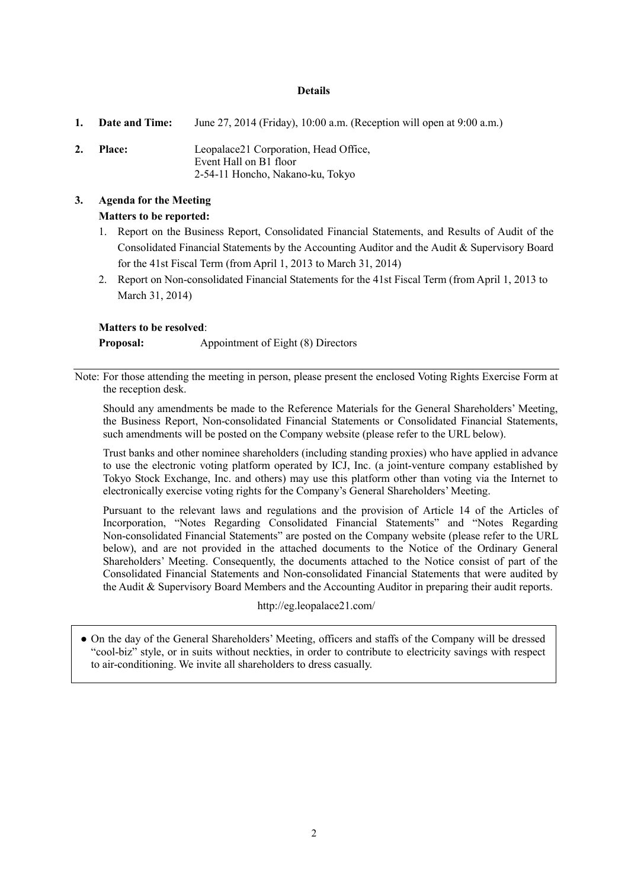**Details**

1. **Date and Time:** June 27, 2014 (Friday), 10:00 a.m. (Reception will open at 9:00 a.m.)

2. **Place:** Leopalace21 Corporation, Head Office,
Event Hall on B1 floor
2-54-11 Honcho, Nakano-ku, Tokyo

3. **Agenda for the Meeting**

**Matters to be reported:**

1. Report on the Business Report, Consolidated Financial Statements, and Results of Audit of the Consolidated Financial Statements by the Accounting Auditor and the Audit & Supervisory Board for the 41st Fiscal Term (from April 1, 2013 to March 31, 2014)
2. Report on Non-consolidated Financial Statements for the 41st Fiscal Term (from April 1, 2013 to March 31, 2014)

**Matters to be resolved**:

**Proposal:** Appointment of Eight (8) Directors

---

Note: For those attending the meeting in person, please present the enclosed Voting Rights Exercise Form at the reception desk.

Should any amendments be made to the Reference Materials for the General Shareholders' Meeting, the Business Report, Non-consolidated Financial Statements or Consolidated Financial Statements, such amendments will be posted on the Company website (please refer to the URL below).

Trust banks and other nominee shareholders (including standing proxies) who have applied in advance to use the electronic voting platform operated by ICJ, Inc. (a joint-venture company established by Tokyo Stock Exchange, Inc. and others) may use this platform other than voting via the Internet to electronically exercise voting rights for the Company's General Shareholders' Meeting.

Pursuant to the relevant laws and regulations and the provision of Article 14 of the Articles of Incorporation, "Notes Regarding Consolidated Financial Statements" and "Notes Regarding Non-consolidated Financial Statements" are posted on the Company website (please refer to the URL below), and are not provided in the attached documents to the Notice of the Ordinary General Shareholders' Meeting. Consequently, the documents attached to the Notice consist of part of the Consolidated Financial Statements and Non-consolidated Financial Statements that were audited by the Audit & Supervisory Board Members and the Accounting Auditor in preparing their audit reports.

http://eg.leopalace21.com/

● On the day of the General Shareholders' Meeting, officers and staffs of the Company will be dressed "cool-biz" style, or in suits without neckties, in order to contribute to electricity savings with respect to air-conditioning. We invite all shareholders to dress casually.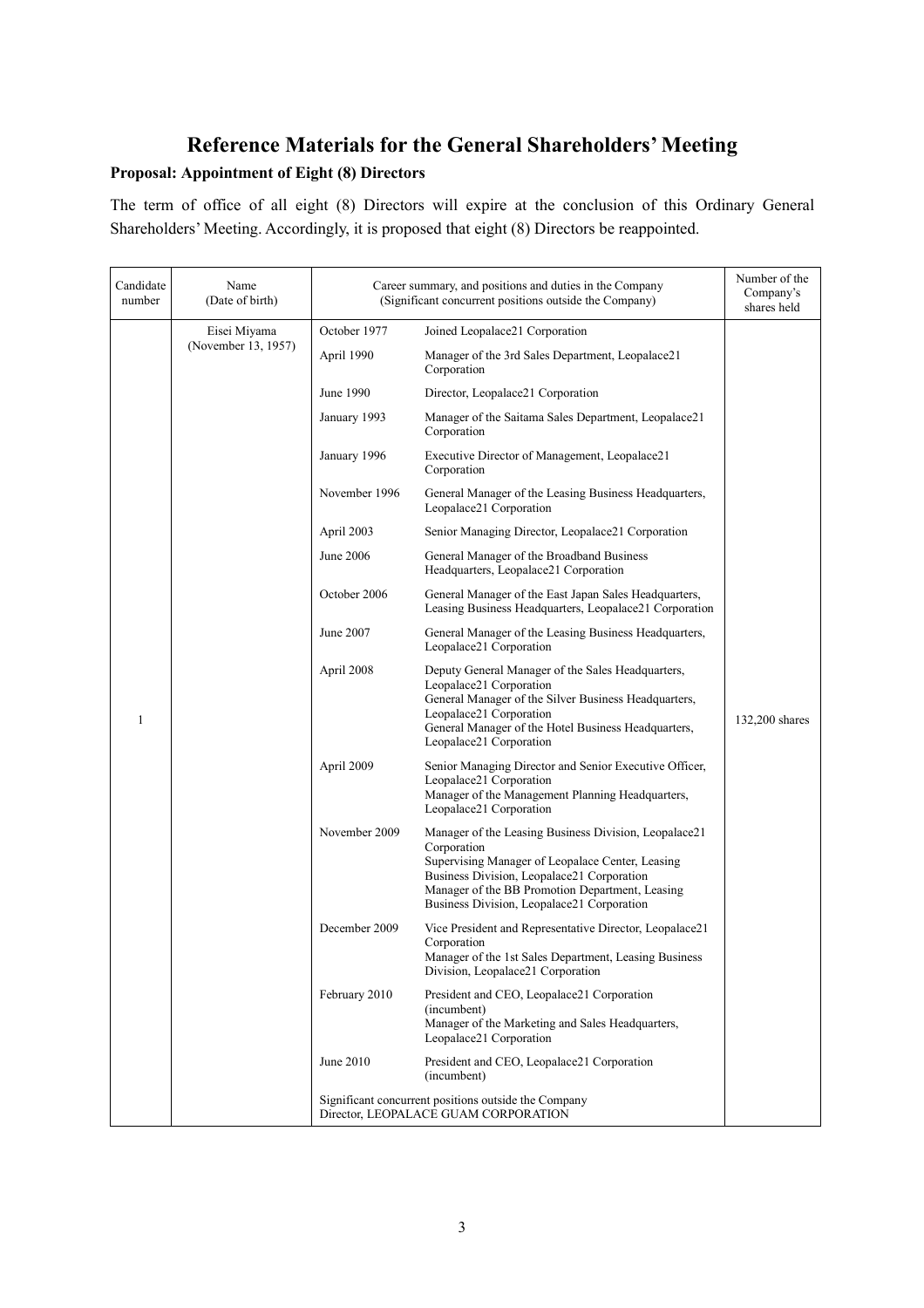# Reference Materials for the General Shareholders' Meeting

**Proposal: Appointment of Eight (8) Directors**

The term of office of all eight (8) Directors will expire at the conclusion of this Ordinary General Shareholders' Meeting. Accordingly, it is proposed that eight (8) Directors be reappointed.

| Candidate number | Name (Date of birth) | Career summary, and positions and duties in the Company (Significant concurrent positions outside the Company) | | Number of the Company's shares held |
|---|---|---|---|---|
| 1 | Eisei Miyama (November 13, 1957) | October 1977 | Joined Leopalace21 Corporation | 132,200 shares |
| | | April 1990 | Manager of the 3rd Sales Department, Leopalace21 Corporation | |
| | | June 1990 | Director, Leopalace21 Corporation | |
| | | January 1993 | Manager of the Saitama Sales Department, Leopalace21 Corporation | |
| | | January 1996 | Executive Director of Management, Leopalace21 Corporation | |
| | | November 1996 | General Manager of the Leasing Business Headquarters, Leopalace21 Corporation | |
| | | April 2003 | Senior Managing Director, Leopalace21 Corporation | |
| | | June 2006 | General Manager of the Broadband Business Headquarters, Leopalace21 Corporation | |
| | | October 2006 | General Manager of the East Japan Sales Headquarters, Leasing Business Headquarters, Leopalace21 Corporation | |
| | | June 2007 | General Manager of the Leasing Business Headquarters, Leopalace21 Corporation | |
| | | April 2008 | Deputy General Manager of the Sales Headquarters, Leopalace21 Corporation<br>General Manager of the Silver Business Headquarters, Leopalace21 Corporation<br>General Manager of the Hotel Business Headquarters, Leopalace21 Corporation | |
| | | April 2009 | Senior Managing Director and Senior Executive Officer, Leopalace21 Corporation<br>Manager of the Management Planning Headquarters, Leopalace21 Corporation | |
| | | November 2009 | Manager of the Leasing Business Division, Leopalace21 Corporation<br>Supervising Manager of Leopalace Center, Leasing Business Division, Leopalace21 Corporation<br>Manager of the BB Promotion Department, Leasing Business Division, Leopalace21 Corporation | |
| | | December 2009 | Vice President and Representative Director, Leopalace21 Corporation<br>Manager of the 1st Sales Department, Leasing Business Division, Leopalace21 Corporation | |
| | | February 2010 | President and CEO, Leopalace21 Corporation (incumbent)<br>Manager of the Marketing and Sales Headquarters, Leopalace21 Corporation | |
| | | June 2010 | President and CEO, Leopalace21 Corporation (incumbent) | |
| | | Significant concurrent positions outside the Company<br>Director, LEOPALACE GUAM CORPORATION | | |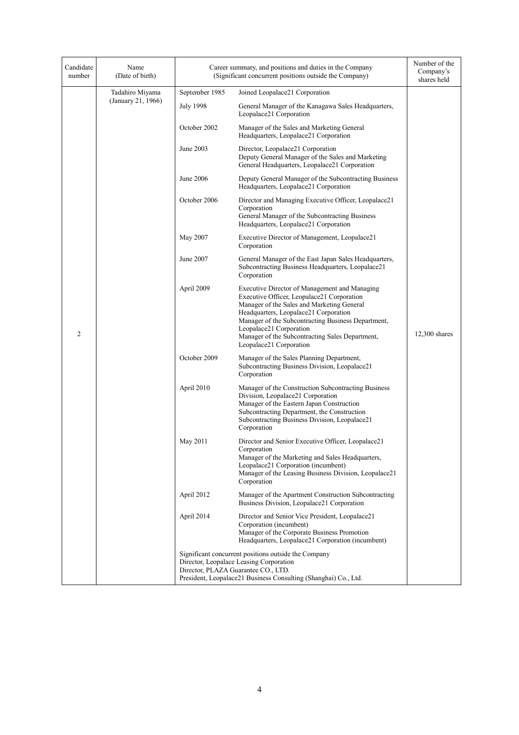| Candidate number | Name (Date of birth) | Career summary, and positions and duties in the Company (Significant concurrent positions outside the Company) | | Number of the Company's shares held |
|---|---|---|---|---|
| 2 | Tadahiro Miyama (January 21, 1966) | September 1985 | Joined Leopalace21 Corporation | 12,300 shares |
| | | July 1998 | General Manager of the Kanagawa Sales Headquarters, Leopalace21 Corporation | |
| | | October 2002 | Manager of the Sales and Marketing General Headquarters, Leopalace21 Corporation | |
| | | June 2003 | Director, Leopalace21 Corporation<br>Deputy General Manager of the Sales and Marketing General Headquarters, Leopalace21 Corporation | |
| | | June 2006 | Deputy General Manager of the Subcontracting Business Headquarters, Leopalace21 Corporation | |
| | | October 2006 | Director and Managing Executive Officer, Leopalace21 Corporation<br>General Manager of the Subcontracting Business Headquarters, Leopalace21 Corporation | |
| | | May 2007 | Executive Director of Management, Leopalace21 Corporation | |
| | | June 2007 | General Manager of the East Japan Sales Headquarters, Subcontracting Business Headquarters, Leopalace21 Corporation | |
| | | April 2009 | Executive Director of Management and Managing Executive Officer, Leopalace21 Corporation<br>Manager of the Sales and Marketing General Headquarters, Leopalace21 Corporation<br>Manager of the Subcontracting Business Department, Leopalace21 Corporation<br>Manager of the Subcontracting Sales Department, Leopalace21 Corporation | |
| | | October 2009 | Manager of the Sales Planning Department, Subcontracting Business Division, Leopalace21 Corporation | |
| | | April 2010 | Manager of the Construction Subcontracting Business Division, Leopalace21 Corporation<br>Manager of the Eastern Japan Construction Subcontracting Department, the Construction Subcontracting Business Division, Leopalace21 Corporation | |
| | | May 2011 | Director and Senior Executive Officer, Leopalace21 Corporation<br>Manager of the Marketing and Sales Headquarters, Leopalace21 Corporation (incumbent)<br>Manager of the Leasing Business Division, Leopalace21 Corporation | |
| | | April 2012 | Manager of the Apartment Construction Subcontracting Business Division, Leopalace21 Corporation | |
| | | April 2014 | Director and Senior Vice President, Leopalace21 Corporation (incumbent)<br>Manager of the Corporate Business Promotion Headquarters, Leopalace21 Corporation (incumbent) | |
| | | Significant concurrent positions outside the Company<br>Director, Leopalace Leasing Corporation<br>Director, PLAZA Guarantee CO., LTD.<br>President, Leopalace21 Business Consulting (Shanghai) Co., Ltd. | | |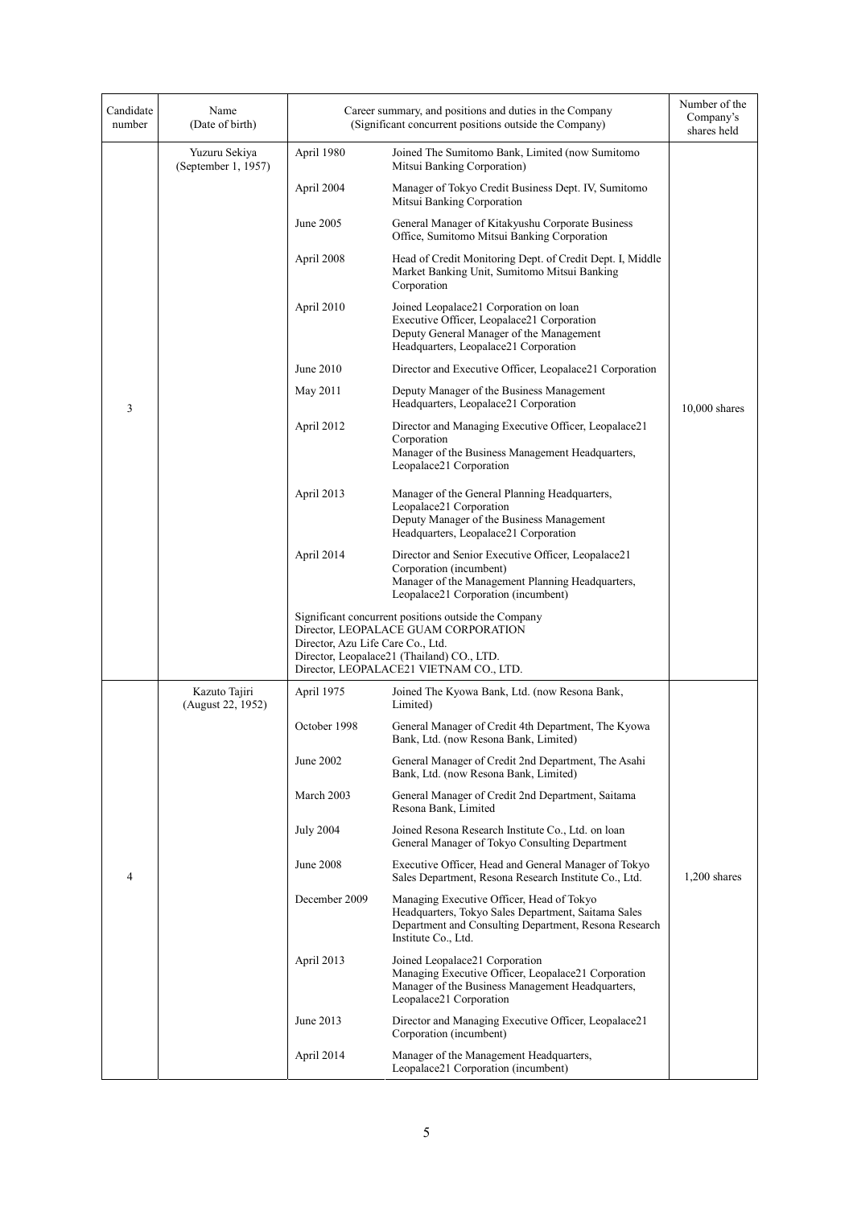| Candidate number | Name (Date of birth) | Career summary, and positions and duties in the Company (Significant concurrent positions outside the Company) | | Number of the Company's shares held |
|---|---|---|---|---|
| 3 | Yuzuru Sekiya (September 1, 1957) | April 1980 | Joined The Sumitomo Bank, Limited (now Sumitomo Mitsui Banking Corporation) | 10,000 shares |
| | | April 2004 | Manager of Tokyo Credit Business Dept. IV, Sumitomo Mitsui Banking Corporation | |
| | | June 2005 | General Manager of Kitakyushu Corporate Business Office, Sumitomo Mitsui Banking Corporation | |
| | | April 2008 | Head of Credit Monitoring Dept. of Credit Dept. I, Middle Market Banking Unit, Sumitomo Mitsui Banking Corporation | |
| | | April 2010 | Joined Leopalace21 Corporation on loan<br>Executive Officer, Leopalace21 Corporation<br>Deputy General Manager of the Management Headquarters, Leopalace21 Corporation | |
| | | June 2010 | Director and Executive Officer, Leopalace21 Corporation | |
| | | May 2011 | Deputy Manager of the Business Management Headquarters, Leopalace21 Corporation | |
| | | April 2012 | Director and Managing Executive Officer, Leopalace21 Corporation<br>Manager of the Business Management Headquarters, Leopalace21 Corporation | |
| | | April 2013 | Manager of the General Planning Headquarters, Leopalace21 Corporation<br>Deputy Manager of the Business Management Headquarters, Leopalace21 Corporation | |
| | | April 2014 | Director and Senior Executive Officer, Leopalace21 Corporation (incumbent)<br>Manager of the Management Planning Headquarters, Leopalace21 Corporation (incumbent) | |
| | | Significant concurrent positions outside the Company<br>Director, LEOPALACE GUAM CORPORATION<br>Director, Azu Life Care Co., Ltd.<br>Director, Leopalace21 (Thailand) CO., LTD.<br>Director, LEOPALACE21 VIETNAM CO., LTD. | | |
| 4 | Kazuto Tajiri (August 22, 1952) | April 1975 | Joined The Kyowa Bank, Ltd. (now Resona Bank, Limited) | 1,200 shares |
| | | October 1998 | General Manager of Credit 4th Department, The Kyowa Bank, Ltd. (now Resona Bank, Limited) | |
| | | June 2002 | General Manager of Credit 2nd Department, The Asahi Bank, Ltd. (now Resona Bank, Limited) | |
| | | March 2003 | General Manager of Credit 2nd Department, Saitama Resona Bank, Limited | |
| | | July 2004 | Joined Resona Research Institute Co., Ltd. on loan<br>General Manager of Tokyo Consulting Department | |
| | | June 2008 | Executive Officer, Head and General Manager of Tokyo Sales Department, Resona Research Institute Co., Ltd. | |
| | | December 2009 | Managing Executive Officer, Head of Tokyo Headquarters, Tokyo Sales Department, Saitama Sales Department and Consulting Department, Resona Research Institute Co., Ltd. | |
| | | April 2013 | Joined Leopalace21 Corporation<br>Managing Executive Officer, Leopalace21 Corporation<br>Manager of the Business Management Headquarters, Leopalace21 Corporation | |
| | | June 2013 | Director and Managing Executive Officer, Leopalace21 Corporation (incumbent) | |
| | | April 2014 | Manager of the Management Headquarters, Leopalace21 Corporation (incumbent) | |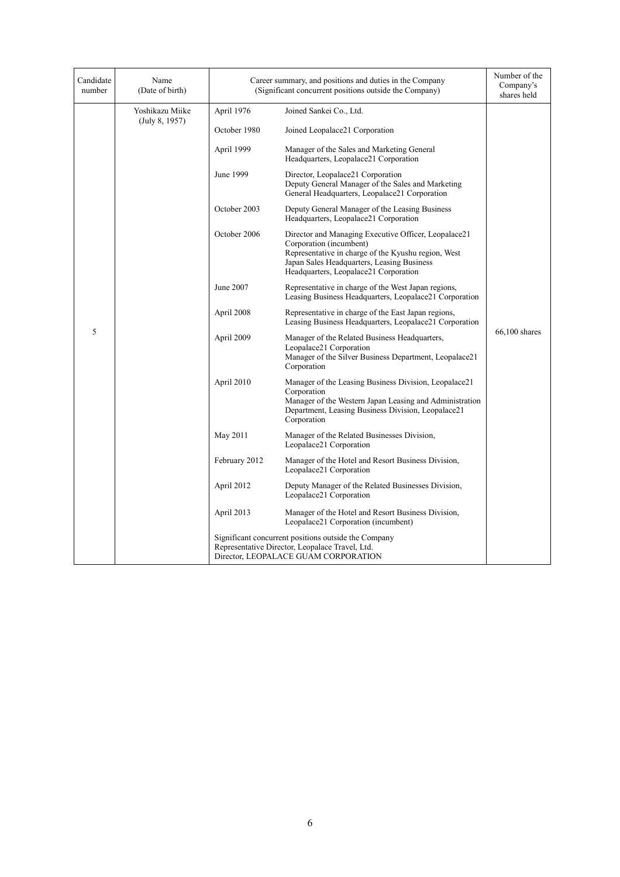| Candidate number | Name (Date of birth) | Career summary, and positions and duties in the Company (Significant concurrent positions outside the Company) | | Number of the Company's shares held |
|---|---|---|---|---|
| 5 | Yoshikazu Miike (July 8, 1957) | April 1976 | Joined Sankei Co., Ltd. | 66,100 shares |
| | | October 1980 | Joined Leopalace21 Corporation | |
| | | April 1999 | Manager of the Sales and Marketing General Headquarters, Leopalace21 Corporation | |
| | | June 1999 | Director, Leopalace21 Corporation<br>Deputy General Manager of the Sales and Marketing General Headquarters, Leopalace21 Corporation | |
| | | October 2003 | Deputy General Manager of the Leasing Business Headquarters, Leopalace21 Corporation | |
| | | October 2006 | Director and Managing Executive Officer, Leopalace21 Corporation (incumbent)<br>Representative in charge of the Kyushu region, West Japan Sales Headquarters, Leasing Business Headquarters, Leopalace21 Corporation | |
| | | June 2007 | Representative in charge of the West Japan regions, Leasing Business Headquarters, Leopalace21 Corporation | |
| | | April 2008 | Representative in charge of the East Japan regions, Leasing Business Headquarters, Leopalace21 Corporation | |
| | | April 2009 | Manager of the Related Business Headquarters, Leopalace21 Corporation<br>Manager of the Silver Business Department, Leopalace21 Corporation | |
| | | April 2010 | Manager of the Leasing Business Division, Leopalace21 Corporation<br>Manager of the Western Japan Leasing and Administration Department, Leasing Business Division, Leopalace21 Corporation | |
| | | May 2011 | Manager of the Related Businesses Division, Leopalace21 Corporation | |
| | | February 2012 | Manager of the Hotel and Resort Business Division, Leopalace21 Corporation | |
| | | April 2012 | Deputy Manager of the Related Businesses Division, Leopalace21 Corporation | |
| | | April 2013 | Manager of the Hotel and Resort Business Division, Leopalace21 Corporation (incumbent) | |
| | | Significant concurrent positions outside the Company<br>Representative Director, Leopalace Travel, Ltd.<br>Director, LEOPALACE GUAM CORPORATION | | |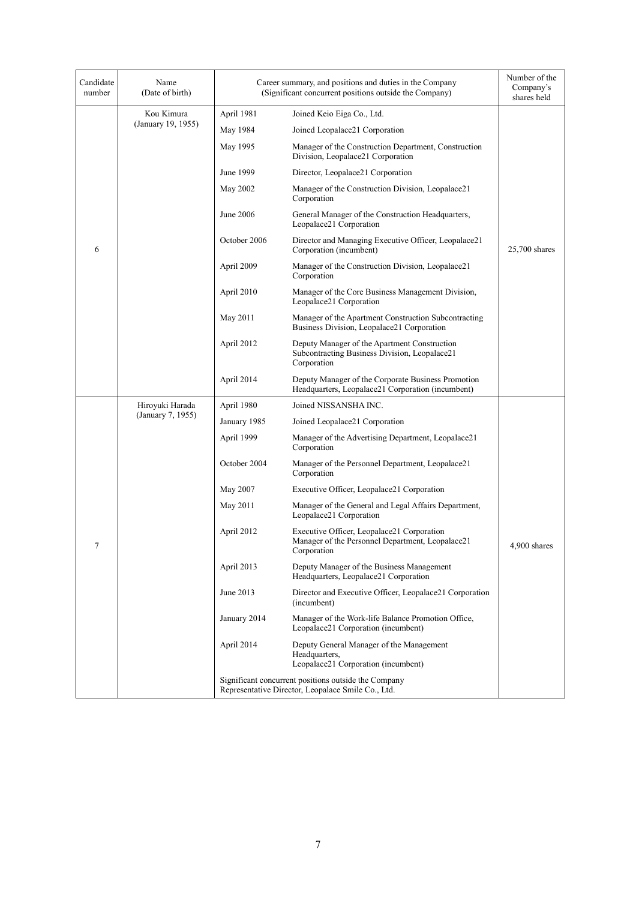| Candidate number | Name (Date of birth) | Career summary, and positions and duties in the Company (Significant concurrent positions outside the Company) | | Number of the Company's shares held |
|---|---|---|---|---|
| 6 | Kou Kimura (January 19, 1955) | April 1981 | Joined Keio Eiga Co., Ltd. | 25,700 shares |
| | | May 1984 | Joined Leopalace21 Corporation | |
| | | May 1995 | Manager of the Construction Department, Construction Division, Leopalace21 Corporation | |
| | | June 1999 | Director, Leopalace21 Corporation | |
| | | May 2002 | Manager of the Construction Division, Leopalace21 Corporation | |
| | | June 2006 | General Manager of the Construction Headquarters, Leopalace21 Corporation | |
| | | October 2006 | Director and Managing Executive Officer, Leopalace21 Corporation (incumbent) | |
| | | April 2009 | Manager of the Construction Division, Leopalace21 Corporation | |
| | | April 2010 | Manager of the Core Business Management Division, Leopalace21 Corporation | |
| | | May 2011 | Manager of the Apartment Construction Subcontracting Business Division, Leopalace21 Corporation | |
| | | April 2012 | Deputy Manager of the Apartment Construction Subcontracting Business Division, Leopalace21 Corporation | |
| | | April 2014 | Deputy Manager of the Corporate Business Promotion Headquarters, Leopalace21 Corporation (incumbent) | |
| 7 | Hiroyuki Harada (January 7, 1955) | April 1980 | Joined NISSANSHA INC. | 4,900 shares |
| | | January 1985 | Joined Leopalace21 Corporation | |
| | | April 1999 | Manager of the Advertising Department, Leopalace21 Corporation | |
| | | October 2004 | Manager of the Personnel Department, Leopalace21 Corporation | |
| | | May 2007 | Executive Officer, Leopalace21 Corporation | |
| | | May 2011 | Manager of the General and Legal Affairs Department, Leopalace21 Corporation | |
| | | April 2012 | Executive Officer, Leopalace21 Corporation<br>Manager of the Personnel Department, Leopalace21 Corporation | |
| | | April 2013 | Deputy Manager of the Business Management Headquarters, Leopalace21 Corporation | |
| | | June 2013 | Director and Executive Officer, Leopalace21 Corporation (incumbent) | |
| | | January 2014 | Manager of the Work-life Balance Promotion Office, Leopalace21 Corporation (incumbent) | |
| | | April 2014 | Deputy General Manager of the Management Headquarters, Leopalace21 Corporation (incumbent) | |
| | | Significant concurrent positions outside the Company<br>Representative Director, Leopalace Smile Co., Ltd. | | |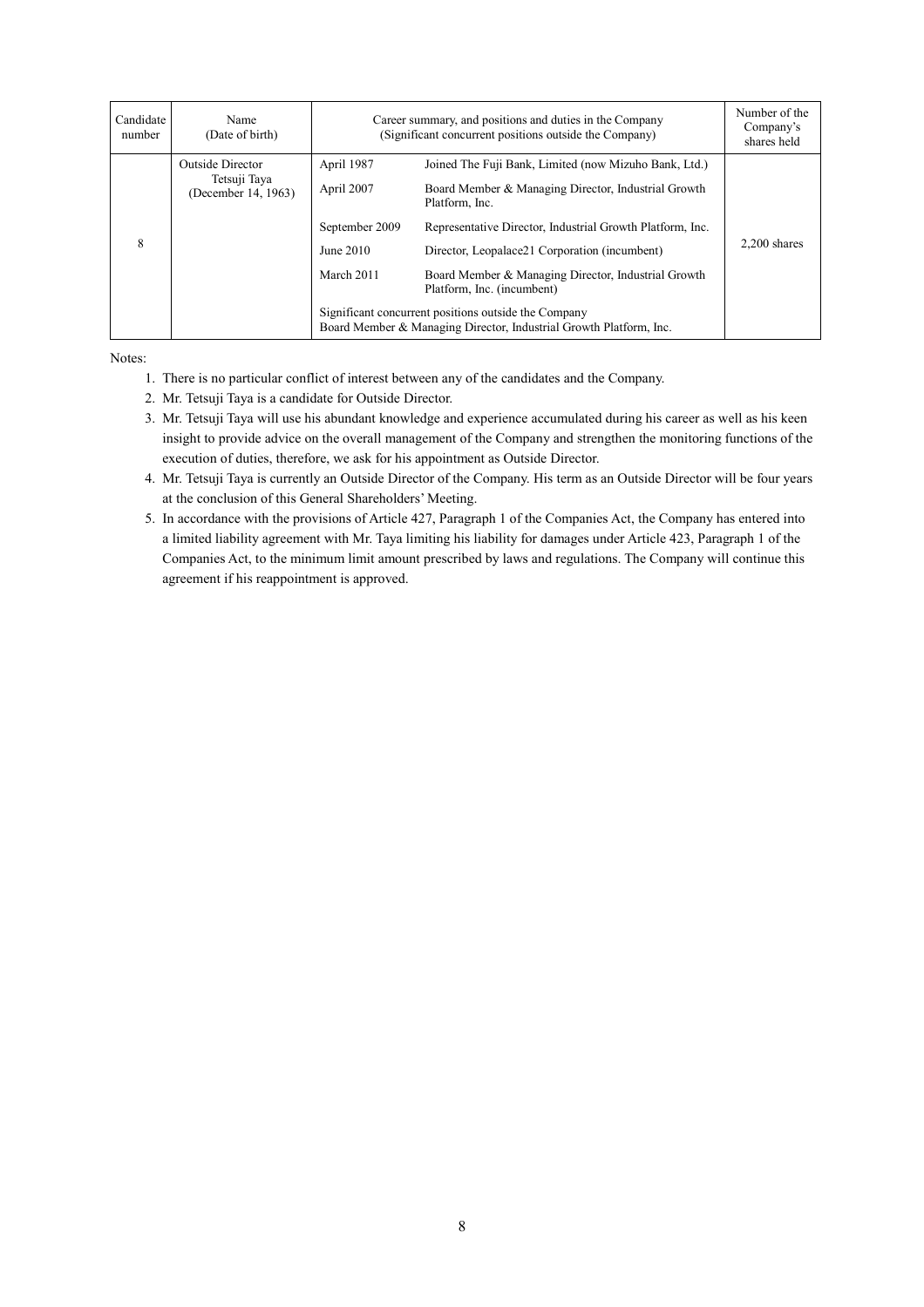| Candidate number | Name (Date of birth) | Career summary, and positions and duties in the Company (Significant concurrent positions outside the Company) | | Number of the Company's shares held |
|---|---|---|---|---|
| 8 | Outside Director<br>Tetsuji Taya<br>(December 14, 1963) | April 1987 | Joined The Fuji Bank, Limited (now Mizuho Bank, Ltd.) | 2,200 shares |
| | | April 2007 | Board Member & Managing Director, Industrial Growth Platform, Inc. | |
| | | September 2009 | Representative Director, Industrial Growth Platform, Inc. | |
| | | June 2010 | Director, Leopalace21 Corporation (incumbent) | |
| | | March 2011 | Board Member & Managing Director, Industrial Growth Platform, Inc. (incumbent) | |
| | | Significant concurrent positions outside the Company<br>Board Member & Managing Director, Industrial Growth Platform, Inc. | | |

Notes:

1. There is no particular conflict of interest between any of the candidates and the Company.
2. Mr. Tetsuji Taya is a candidate for Outside Director.
3. Mr. Tetsuji Taya will use his abundant knowledge and experience accumulated during his career as well as his keen insight to provide advice on the overall management of the Company and strengthen the monitoring functions of the execution of duties, therefore, we ask for his appointment as Outside Director.
4. Mr. Tetsuji Taya is currently an Outside Director of the Company. His term as an Outside Director will be four years at the conclusion of this General Shareholders' Meeting.
5. In accordance with the provisions of Article 427, Paragraph 1 of the Companies Act, the Company has entered into a limited liability agreement with Mr. Taya limiting his liability for damages under Article 423, Paragraph 1 of the Companies Act, to the minimum limit amount prescribed by laws and regulations. The Company will continue this agreement if his reappointment is approved.